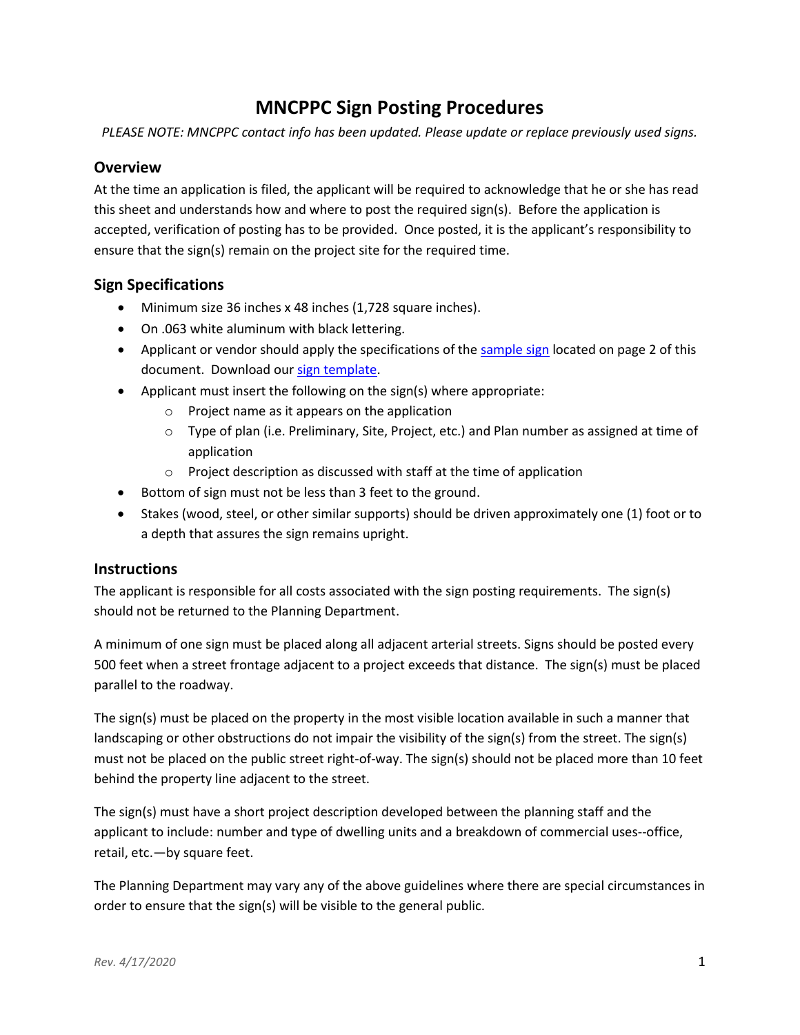# MNCPPC Sign Posting Procedures

*PLEASE NOTE: MNCPPC contact info has been updated. Please update or replace previously used signs.*

## Overview

At the time an application is filed, the applicant will be required to acknowledge that he or she has read this sheet and understands how and where to post the required sign(s). Before the application is accepted, verification of posting has to be provided. Once posted, it is the applicant's responsibility to ensure that the sign(s) remain on the project site for the required time.

## Sign Specifications

- Minimum size 36 inches x 48 inches (1,728 square inches).
- On .063 white aluminum with black lettering.
- Applicant or vendor should apply the specifications of the sample sign located on page 2 of this document. Download our sign template.
- Applicant must insert the following on the sign(s) where appropriate:
  - Project name as it appears on the application
  - Type of plan (i.e. Preliminary, Site, Project, etc.) and Plan number as assigned at time of application
  - Project description as discussed with staff at the time of application
- Bottom of sign must not be less than 3 feet to the ground.
- Stakes (wood, steel, or other similar supports) should be driven approximately one (1) foot or to a depth that assures the sign remains upright.

## Instructions

The applicant is responsible for all costs associated with the sign posting requirements. The sign(s) should not be returned to the Planning Department.

A minimum of one sign must be placed along all adjacent arterial streets. Signs should be posted every 500 feet when a street frontage adjacent to a project exceeds that distance. The sign(s) must be placed parallel to the roadway.

The sign(s) must be placed on the property in the most visible location available in such a manner that landscaping or other obstructions do not impair the visibility of the sign(s) from the street. The sign(s) must not be placed on the public street right-of-way. The sign(s) should not be placed more than 10 feet behind the property line adjacent to the street.

The sign(s) must have a short project description developed between the planning staff and the applicant to include: number and type of dwelling units and a breakdown of commercial uses--office, retail, etc.—by square feet.

The Planning Department may vary any of the above guidelines where there are special circumstances in order to ensure that the sign(s) will be visible to the general public.

*Rev. 4/17/2020*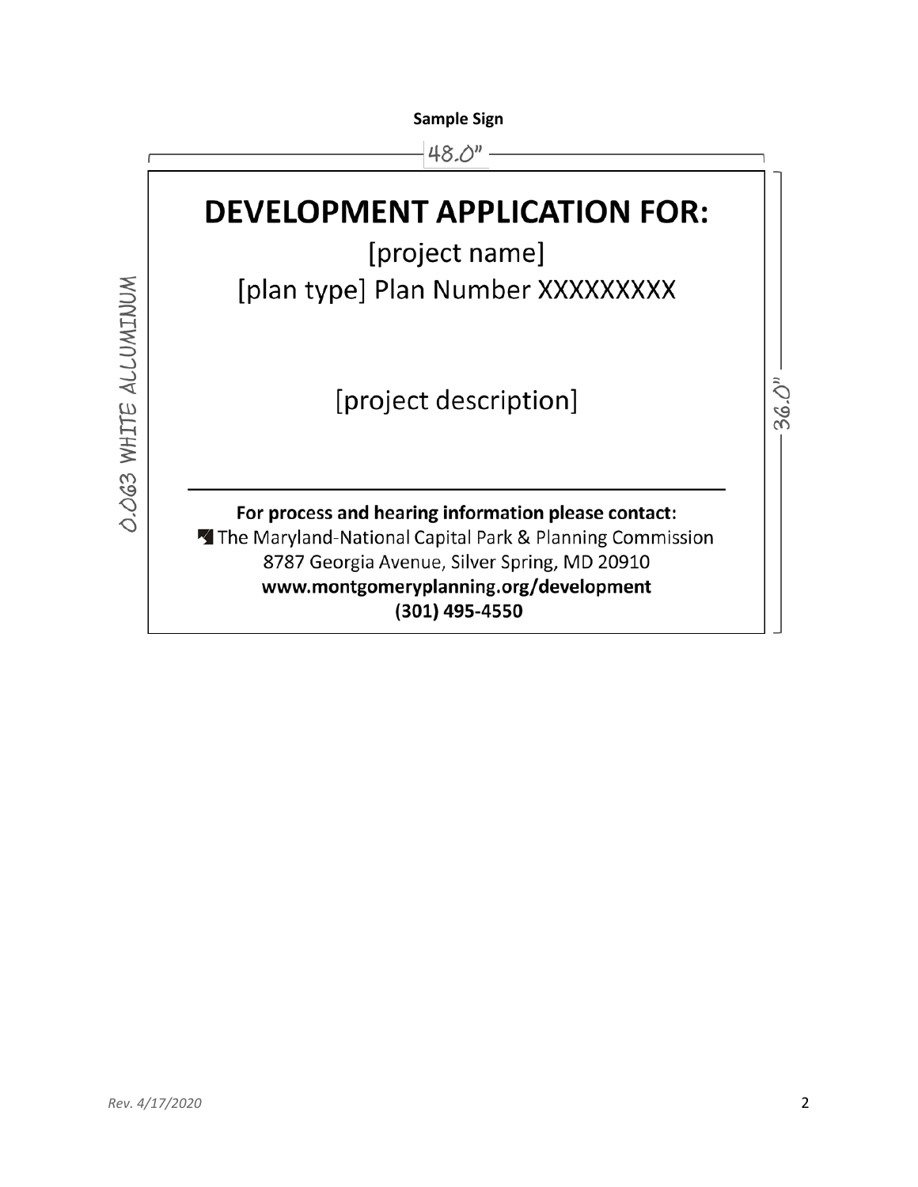**Sample Sign**

48.0"

0.063 WHITE ALUMINUM

36.0"

# DEVELOPMENT APPLICATION FOR:

[project name]

[plan type] Plan Number XXXXXXXXX

[project description]

---

**For process and hearing information please contact:**

The Maryland-National Capital Park & Planning Commission

8787 Georgia Avenue, Silver Spring, MD 20910

**www.montgomeryplanning.org/development**

**(301) 495-4550**

*Rev. 4/17/2020*